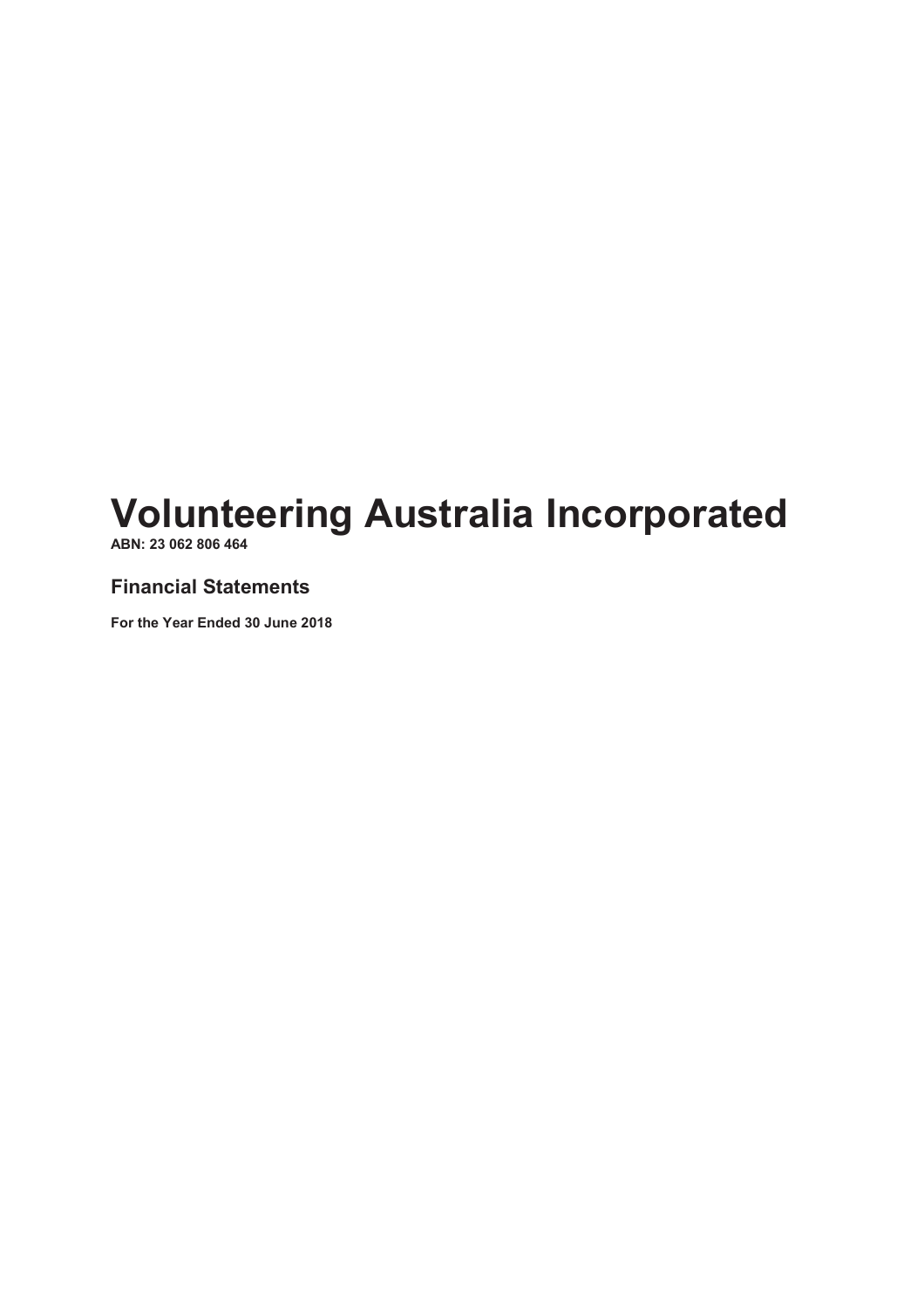# Volunteering Australia Incorporated

**ABN: 23 062 806 464**

## Financial Statements

**For the Year Ended 30 June 2018**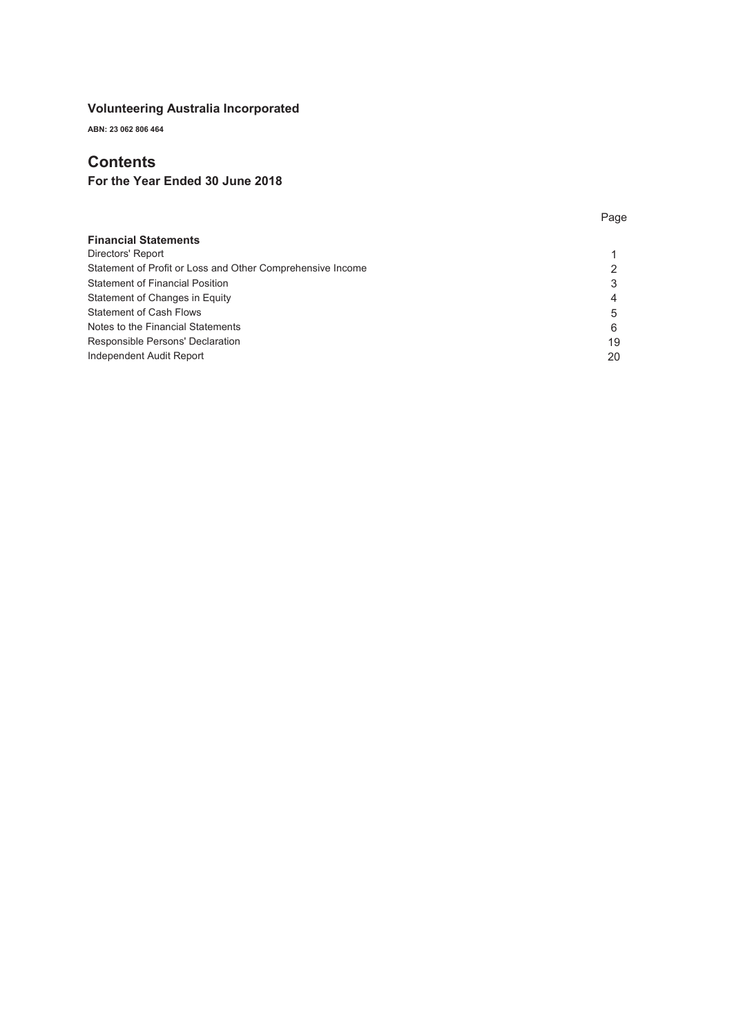# Volunteering Australia Incorporated

**ABN: 23 062 806 464**

## Contents

### For the Year Ended 30 June 2018

| | Page |
|---|---|
| **Financial Statements** | |
| Directors' Report | 1 |
| Statement of Profit or Loss and Other Comprehensive Income | 2 |
| Statement of Financial Position | 3 |
| Statement of Changes in Equity | 4 |
| Statement of Cash Flows | 5 |
| Notes to the Financial Statements | 6 |
| Responsible Persons' Declaration | 19 |
| Independent Audit Report | 20 |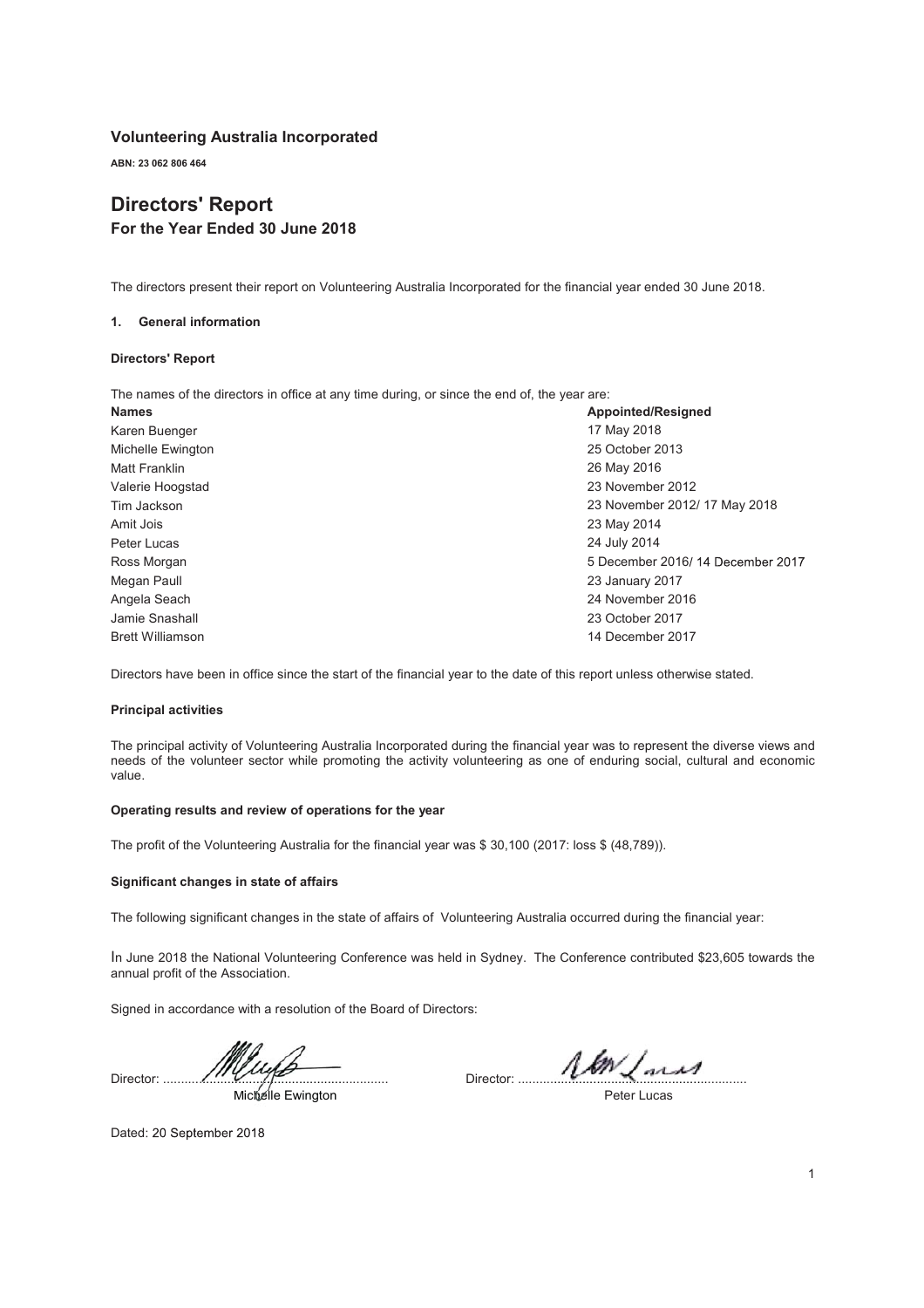**Volunteering Australia Incorporated**

**ABN: 23 062 806 464**

# Directors' Report

## For the Year Ended 30 June 2018

The directors present their report on Volunteering Australia Incorporated for the financial year ended 30 June 2018.

### 1. General information

**Directors' Report**

The names of the directors in office at any time during, or since the end of, the year are:

| Names | Appointed/Resigned |
|---|---|
| Karen Buenger | 17 May 2018 |
| Michelle Ewington | 25 October 2013 |
| Matt Franklin | 26 May 2016 |
| Valerie Hoogstad | 23 November 2012 |
| Tim Jackson | 23 November 2012/ 17 May 2018 |
| Amit Jois | 23 May 2014 |
| Peter Lucas | 24 July 2014 |
| Ross Morgan | 5 December 2016/ 14 December 2017 |
| Megan Paull | 23 January 2017 |
| Angela Seach | 24 November 2016 |
| Jamie Snashall | 23 October 2017 |
| Brett Williamson | 14 December 2017 |

Directors have been in office since the start of the financial year to the date of this report unless otherwise stated.

**Principal activities**

The principal activity of Volunteering Australia Incorporated during the financial year was to represent the diverse views and needs of the volunteer sector while promoting the activity volunteering as one of enduring social, cultural and economic value.

**Operating results and review of operations for the year**

The profit of the Volunteering Australia for the financial year was $ 30,100 (2017: loss $ (48,789)).

**Significant changes in state of affairs**

The following significant changes in the state of affairs of Volunteering Australia occurred during the financial year:

In June 2018 the National Volunteering Conference was held in Sydney. The Conference contributed $23,605 towards the annual profit of the Association.

Signed in accordance with a resolution of the Board of Directors:

Director: ............................................................ Michelle Ewington

Director: ............................................................ Peter Lucas

Dated: 20 September 2018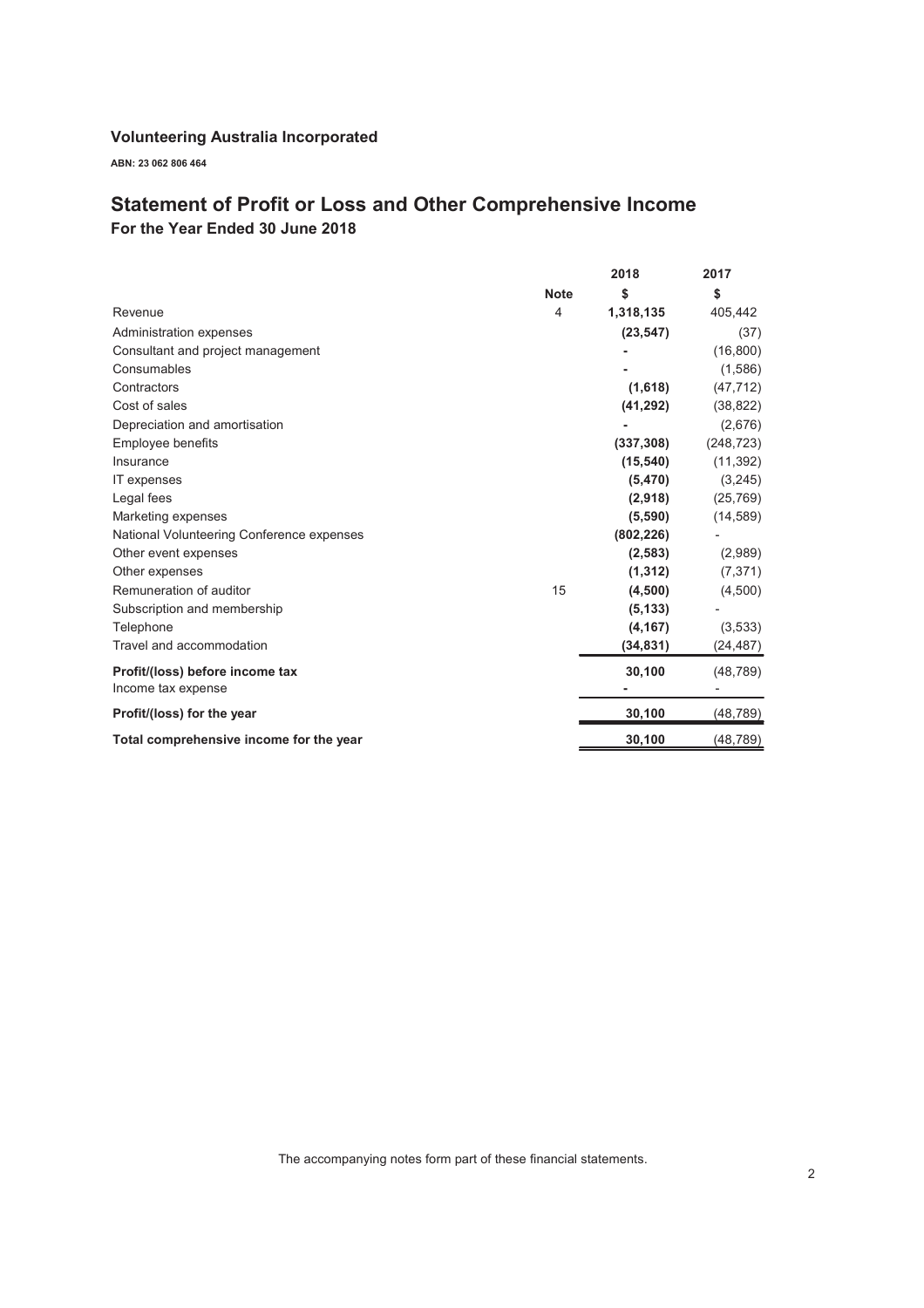## Volunteering Australia Incorporated

**ABN: 23 062 806 464**

# Statement of Profit or Loss and Other Comprehensive Income

### For the Year Ended 30 June 2018

| | Note | 2018 $ | 2017 $ |
|---|---|---|---|
| Revenue | 4 | **1,318,135** | 405,442 |
| Administration expenses | | **(23,547)** | (37) |
| Consultant and project management | | **-** | (16,800) |
| Consumables | | **-** | (1,586) |
| Contractors | | **(1,618)** | (47,712) |
| Cost of sales | | **(41,292)** | (38,822) |
| Depreciation and amortisation | | **-** | (2,676) |
| Employee benefits | | **(337,308)** | (248,723) |
| Insurance | | **(15,540)** | (11,392) |
| IT expenses | | **(5,470)** | (3,245) |
| Legal fees | | **(2,918)** | (25,769) |
| Marketing expenses | | **(5,590)** | (14,589) |
| National Volunteering Conference expenses | | **(802,226)** | - |
| Other event expenses | | **(2,583)** | (2,989) |
| Other expenses | | **(1,312)** | (7,371) |
| Remuneration of auditor | 15 | **(4,500)** | (4,500) |
| Subscription and membership | | **(5,133)** | - |
| Telephone | | **(4,167)** | (3,533) |
| Travel and accommodation | | **(34,831)** | (24,487) |
| **Profit/(loss) before income tax** | | **30,100** | (48,789) |
| Income tax expense | | **-** | - |
| **Profit/(loss) for the year** | | **30,100** | (48,789) |
| **Total comprehensive income for the year** | | **30,100** | (48,789) |

The accompanying notes form part of these financial statements.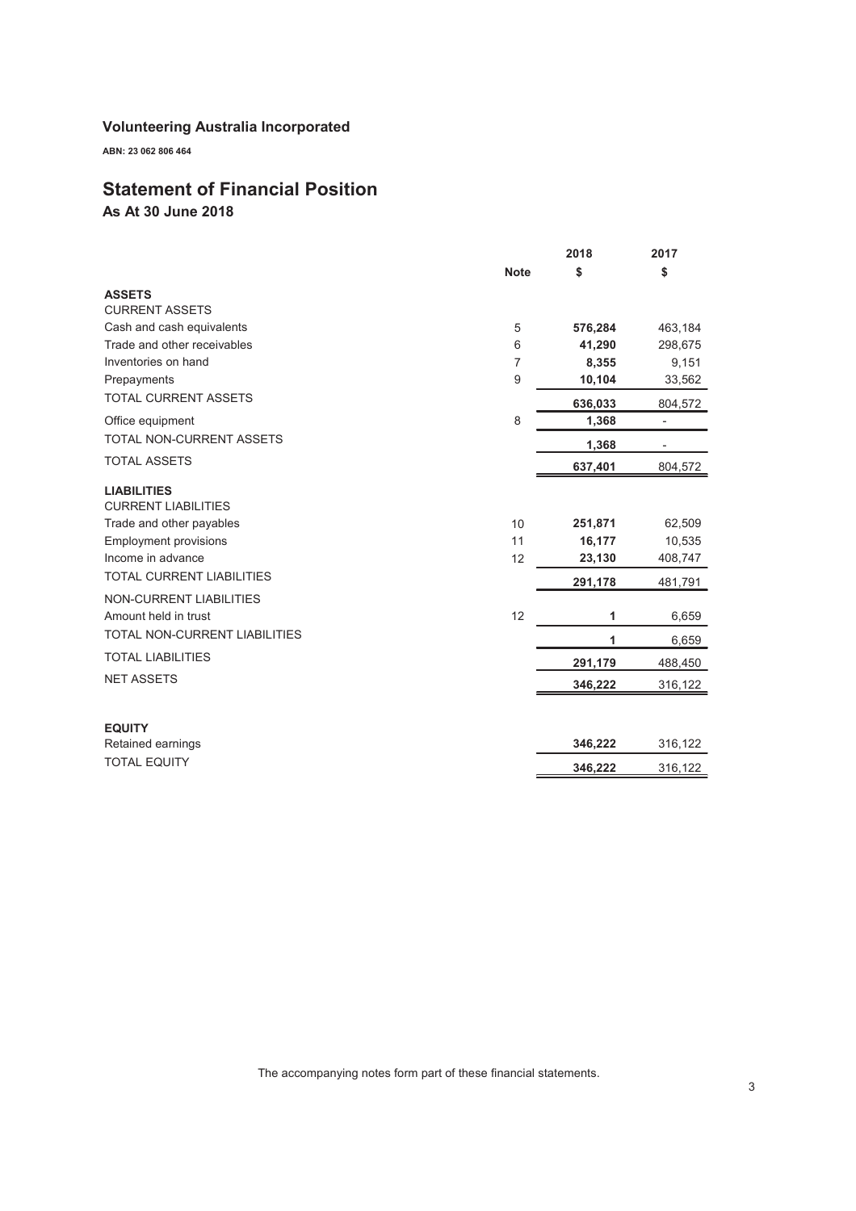**Volunteering Australia Incorporated**

**ABN: 23 062 806 464**

# Statement of Financial Position

## As At 30 June 2018

| | Note | 2018 $ | 2017 $ |
|---|---|---|---|
| **ASSETS** | | | |
| CURRENT ASSETS | | | |
| Cash and cash equivalents | 5 | **576,284** | 463,184 |
| Trade and other receivables | 6 | **41,290** | 298,675 |
| Inventories on hand | 7 | **8,355** | 9,151 |
| Prepayments | 9 | **10,104** | 33,562 |
| TOTAL CURRENT ASSETS | | **636,033** | 804,572 |
| Office equipment | 8 | **1,368** | - |
| TOTAL NON-CURRENT ASSETS | | **1,368** | - |
| TOTAL ASSETS | | **637,401** | 804,572 |
| **LIABILITIES** | | | |
| CURRENT LIABILITIES | | | |
| Trade and other payables | 10 | **251,871** | 62,509 |
| Employment provisions | 11 | **16,177** | 10,535 |
| Income in advance | 12 | **23,130** | 408,747 |
| TOTAL CURRENT LIABILITIES | | **291,178** | 481,791 |
| NON-CURRENT LIABILITIES | | | |
| Amount held in trust | 12 | **1** | 6,659 |
| TOTAL NON-CURRENT LIABILITIES | | **1** | 6,659 |
| TOTAL LIABILITIES | | **291,179** | 488,450 |
| NET ASSETS | | **346,222** | 316,122 |
| **EQUITY** | | | |
| Retained earnings | | **346,222** | 316,122 |
| TOTAL EQUITY | | **346,222** | 316,122 |

The accompanying notes form part of these financial statements.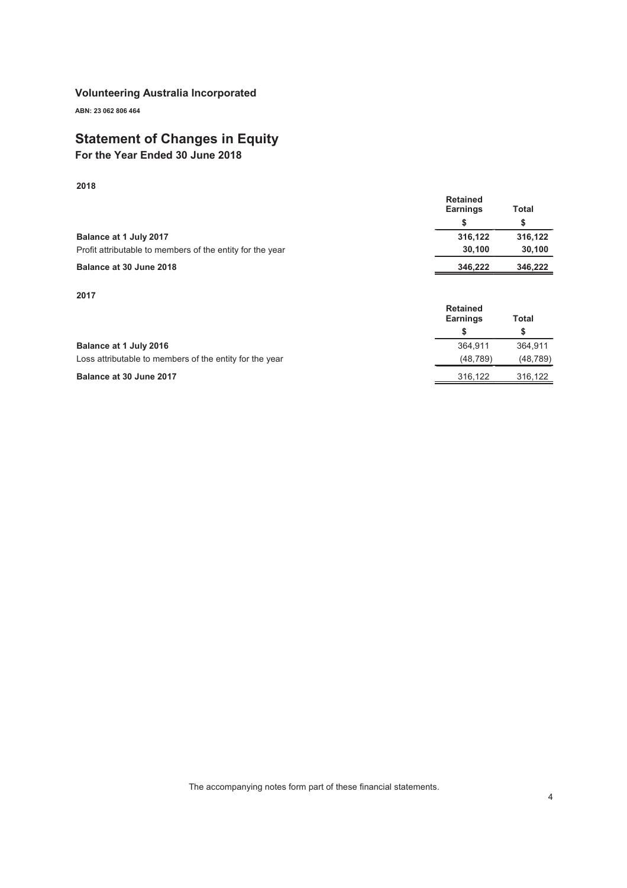**Volunteering Australia Incorporated**

**ABN: 23 062 806 464**

# Statement of Changes in Equity

## For the Year Ended 30 June 2018

**2018**

| | Retained Earnings | Total |
|---|---|---|
| | $ | $ |
| **Balance at 1 July 2017** | **316,122** | **316,122** |
| Profit attributable to members of the entity for the year | **30,100** | **30,100** |
| **Balance at 30 June 2018** | **346,222** | **346,222** |

**2017**

| | Retained Earnings | Total |
|---|---|---|
| | $ | $ |
| **Balance at 1 July 2016** | 364,911 | 364,911 |
| Loss attributable to members of the entity for the year | (48,789) | (48,789) |
| **Balance at 30 June 2017** | 316,122 | 316,122 |

The accompanying notes form part of these financial statements.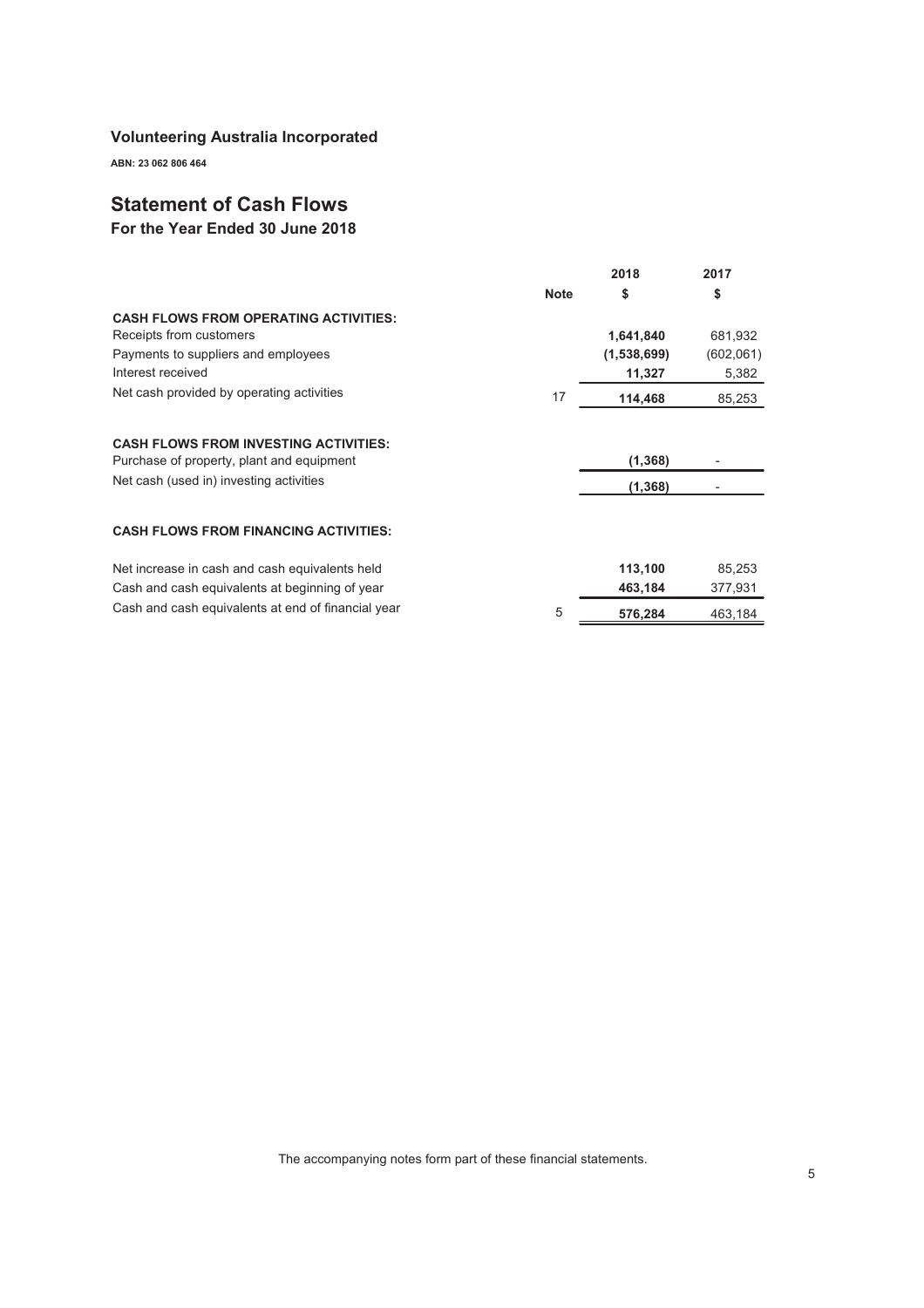## Volunteering Australia Incorporated

**ABN: 23 062 806 464**

# Statement of Cash Flows

## For the Year Ended 30 June 2018

| | Note | 2018<br>$ | 2017<br>$ |
|---|---|---|---|
| **CASH FLOWS FROM OPERATING ACTIVITIES:** | | | |
| Receipts from customers | | **1,641,840** | 681,932 |
| Payments to suppliers and employees | | **(1,538,699)** | (602,061) |
| Interest received | | **11,327** | 5,382 |
| Net cash provided by operating activities | 17 | **114,468** | 85,253 |
| | | | |
| **CASH FLOWS FROM INVESTING ACTIVITIES:** | | | |
| Purchase of property, plant and equipment | | **(1,368)** | - |
| Net cash (used in) investing activities | | **(1,368)** | - |
| | | | |
| **CASH FLOWS FROM FINANCING ACTIVITIES:** | | | |
| | | | |
| Net increase in cash and cash equivalents held | | **113,100** | 85,253 |
| Cash and cash equivalents at beginning of year | | **463,184** | 377,931 |
| Cash and cash equivalents at end of financial year | 5 | **576,284** | 463,184 |

The accompanying notes form part of these financial statements.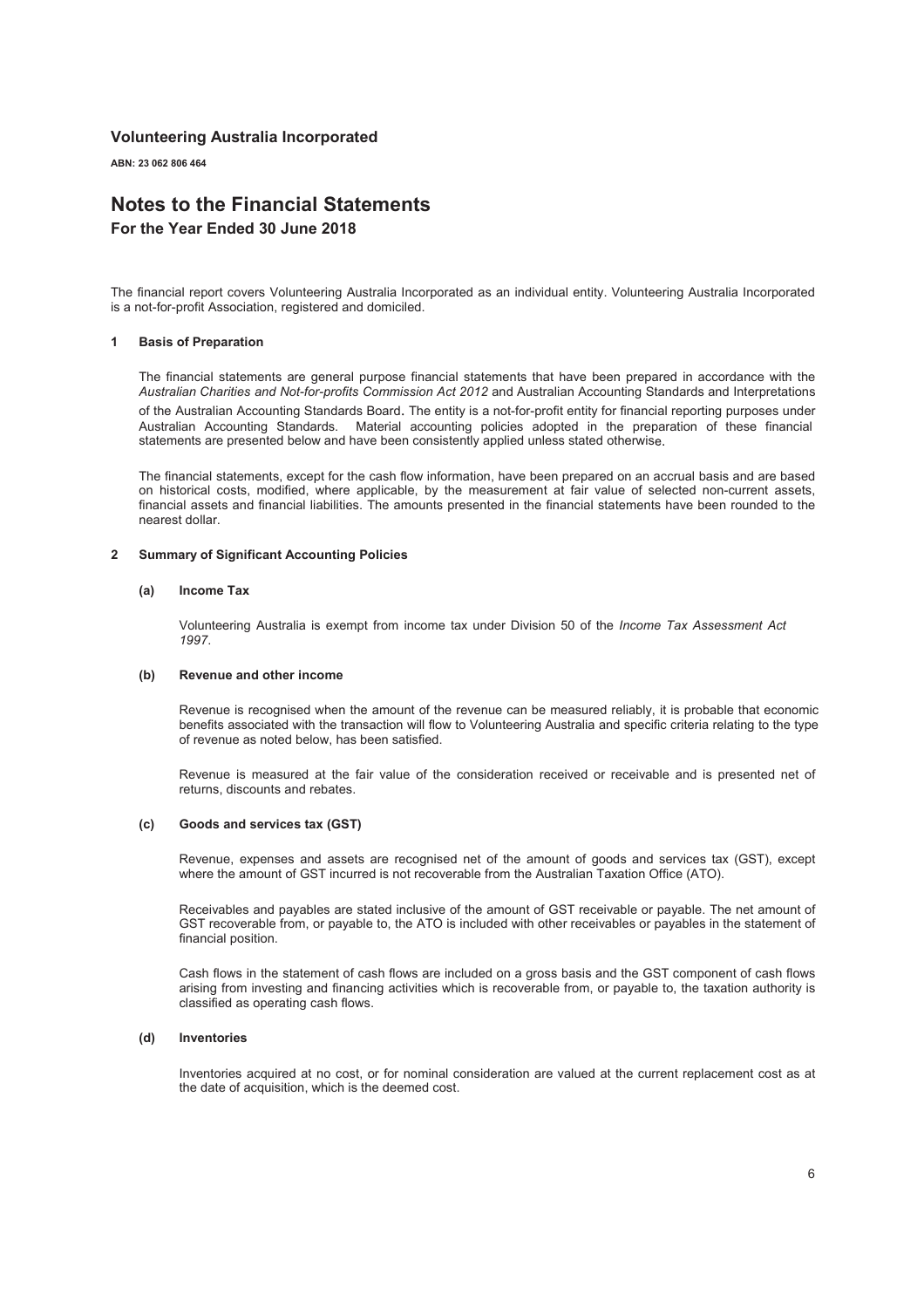**Volunteering Australia Incorporated**

**ABN: 23 062 806 464**

# Notes to the Financial Statements

## For the Year Ended 30 June 2018

The financial report covers Volunteering Australia Incorporated as an individual entity. Volunteering Australia Incorporated is a not-for-profit Association, registered and domiciled.

### 1 Basis of Preparation

The financial statements are general purpose financial statements that have been prepared in accordance with the *Australian Charities and Not-for-profits Commission Act 2012* and Australian Accounting Standards and Interpretations of the Australian Accounting Standards Board. The entity is a not-for-profit entity for financial reporting purposes under Australian Accounting Standards. Material accounting policies adopted in the preparation of these financial statements are presented below and have been consistently applied unless stated otherwise.

The financial statements, except for the cash flow information, have been prepared on an accrual basis and are based on historical costs, modified, where applicable, by the measurement at fair value of selected non-current assets, financial assets and financial liabilities. The amounts presented in the financial statements have been rounded to the nearest dollar.

### 2 Summary of Significant Accounting Policies

#### (a) Income Tax

Volunteering Australia is exempt from income tax under Division 50 of the *Income Tax Assessment Act 1997*.

#### (b) Revenue and other income

Revenue is recognised when the amount of the revenue can be measured reliably, it is probable that economic benefits associated with the transaction will flow to Volunteering Australia and specific criteria relating to the type of revenue as noted below, has been satisfied.

Revenue is measured at the fair value of the consideration received or receivable and is presented net of returns, discounts and rebates.

#### (c) Goods and services tax (GST)

Revenue, expenses and assets are recognised net of the amount of goods and services tax (GST), except where the amount of GST incurred is not recoverable from the Australian Taxation Office (ATO).

Receivables and payables are stated inclusive of the amount of GST receivable or payable. The net amount of GST recoverable from, or payable to, the ATO is included with other receivables or payables in the statement of financial position.

Cash flows in the statement of cash flows are included on a gross basis and the GST component of cash flows arising from investing and financing activities which is recoverable from, or payable to, the taxation authority is classified as operating cash flows.

#### (d) Inventories

Inventories acquired at no cost, or for nominal consideration are valued at the current replacement cost as at the date of acquisition, which is the deemed cost.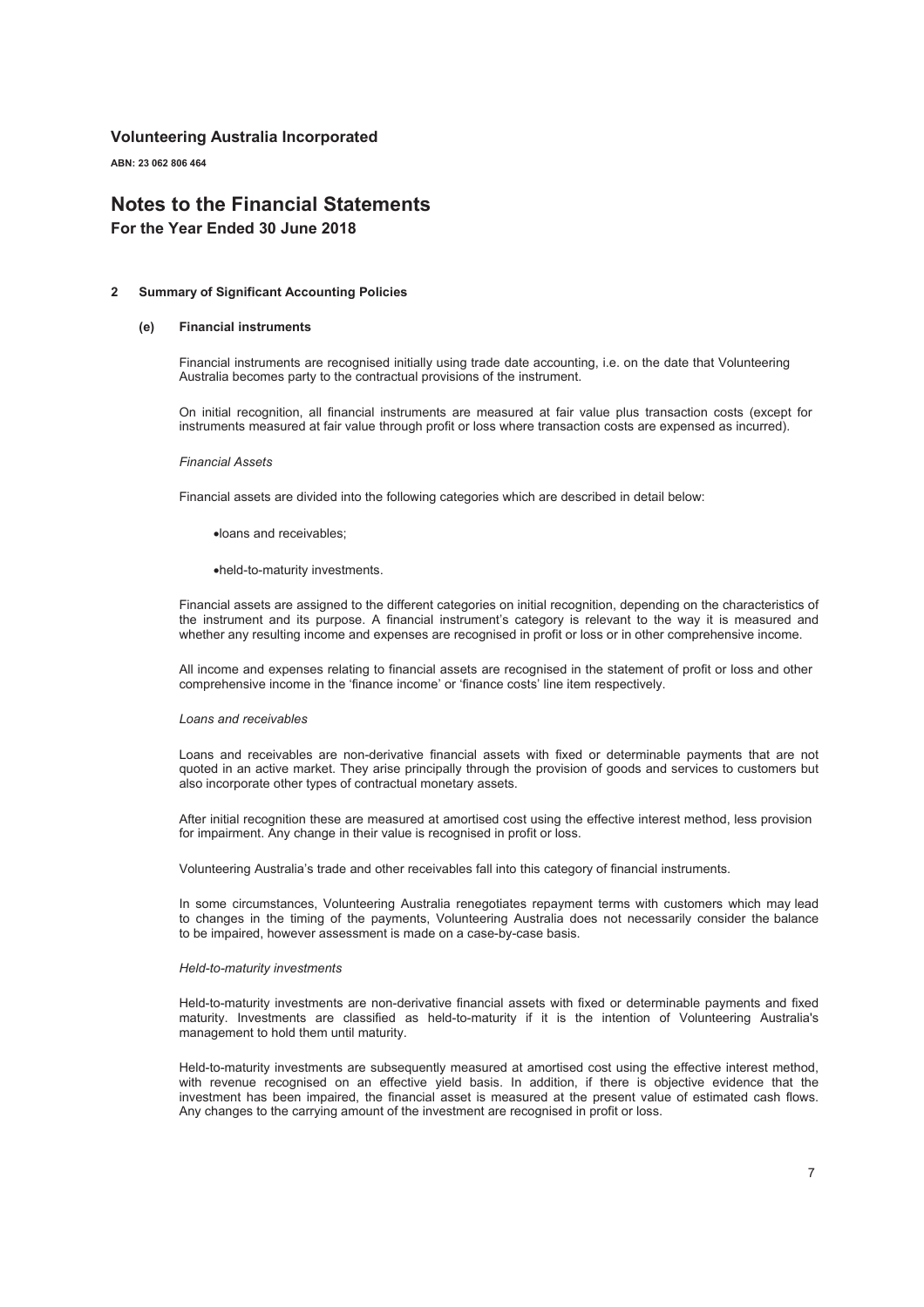# Volunteering Australia Incorporated

**ABN: 23 062 806 464**

# Notes to the Financial Statements

**For the Year Ended 30 June 2018**

## 2 Summary of Significant Accounting Policies

### (e) Financial instruments

Financial instruments are recognised initially using trade date accounting, i.e. on the date that Volunteering Australia becomes party to the contractual provisions of the instrument.

On initial recognition, all financial instruments are measured at fair value plus transaction costs (except for instruments measured at fair value through profit or loss where transaction costs are expensed as incurred).

*Financial Assets*

Financial assets are divided into the following categories which are described in detail below:

- loans and receivables;
- held-to-maturity investments.

Financial assets are assigned to the different categories on initial recognition, depending on the characteristics of the instrument and its purpose. A financial instrument's category is relevant to the way it is measured and whether any resulting income and expenses are recognised in profit or loss or in other comprehensive income.

All income and expenses relating to financial assets are recognised in the statement of profit or loss and other comprehensive income in the 'finance income' or 'finance costs' line item respectively.

*Loans and receivables*

Loans and receivables are non-derivative financial assets with fixed or determinable payments that are not quoted in an active market. They arise principally through the provision of goods and services to customers but also incorporate other types of contractual monetary assets.

After initial recognition these are measured at amortised cost using the effective interest method, less provision for impairment. Any change in their value is recognised in profit or loss.

Volunteering Australia's trade and other receivables fall into this category of financial instruments.

In some circumstances, Volunteering Australia renegotiates repayment terms with customers which may lead to changes in the timing of the payments, Volunteering Australia does not necessarily consider the balance to be impaired, however assessment is made on a case-by-case basis.

*Held-to-maturity investments*

Held-to-maturity investments are non-derivative financial assets with fixed or determinable payments and fixed maturity. Investments are classified as held-to-maturity if it is the intention of Volunteering Australia's management to hold them until maturity.

Held-to-maturity investments are subsequently measured at amortised cost using the effective interest method, with revenue recognised on an effective yield basis. In addition, if there is objective evidence that the investment has been impaired, the financial asset is measured at the present value of estimated cash flows. Any changes to the carrying amount of the investment are recognised in profit or loss.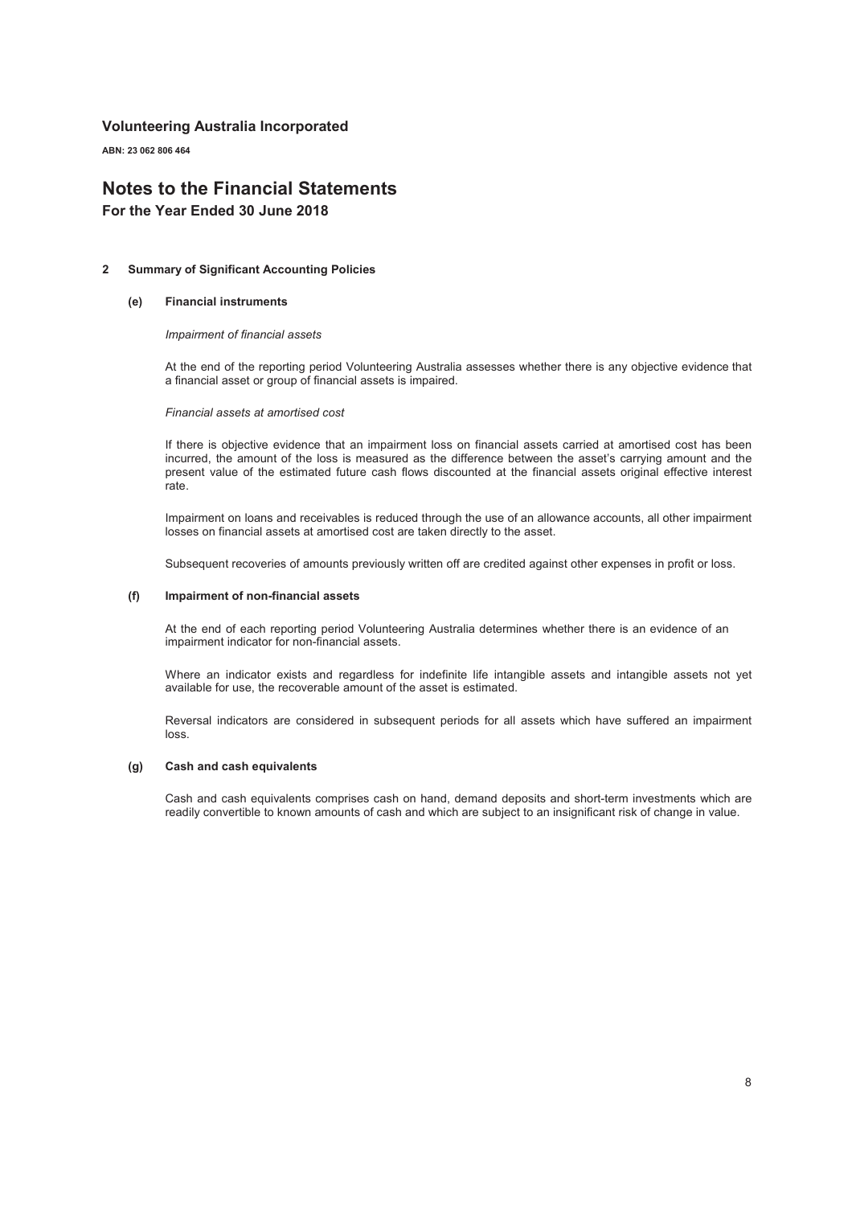## 2 Summary of Significant Accounting Policies

### (e) Financial instruments

*Impairment of financial assets*

At the end of the reporting period Volunteering Australia assesses whether there is any objective evidence that a financial asset or group of financial assets is impaired.

*Financial assets at amortised cost*

If there is objective evidence that an impairment loss on financial assets carried at amortised cost has been incurred, the amount of the loss is measured as the difference between the asset's carrying amount and the present value of the estimated future cash flows discounted at the financial assets original effective interest rate.

Impairment on loans and receivables is reduced through the use of an allowance accounts, all other impairment losses on financial assets at amortised cost are taken directly to the asset.

Subsequent recoveries of amounts previously written off are credited against other expenses in profit or loss.

### (f) Impairment of non-financial assets

At the end of each reporting period Volunteering Australia determines whether there is an evidence of an impairment indicator for non-financial assets.

Where an indicator exists and regardless for indefinite life intangible assets and intangible assets not yet available for use, the recoverable amount of the asset is estimated.

Reversal indicators are considered in subsequent periods for all assets which have suffered an impairment loss.

### (g) Cash and cash equivalents

Cash and cash equivalents comprises cash on hand, demand deposits and short-term investments which are readily convertible to known amounts of cash and which are subject to an insignificant risk of change in value.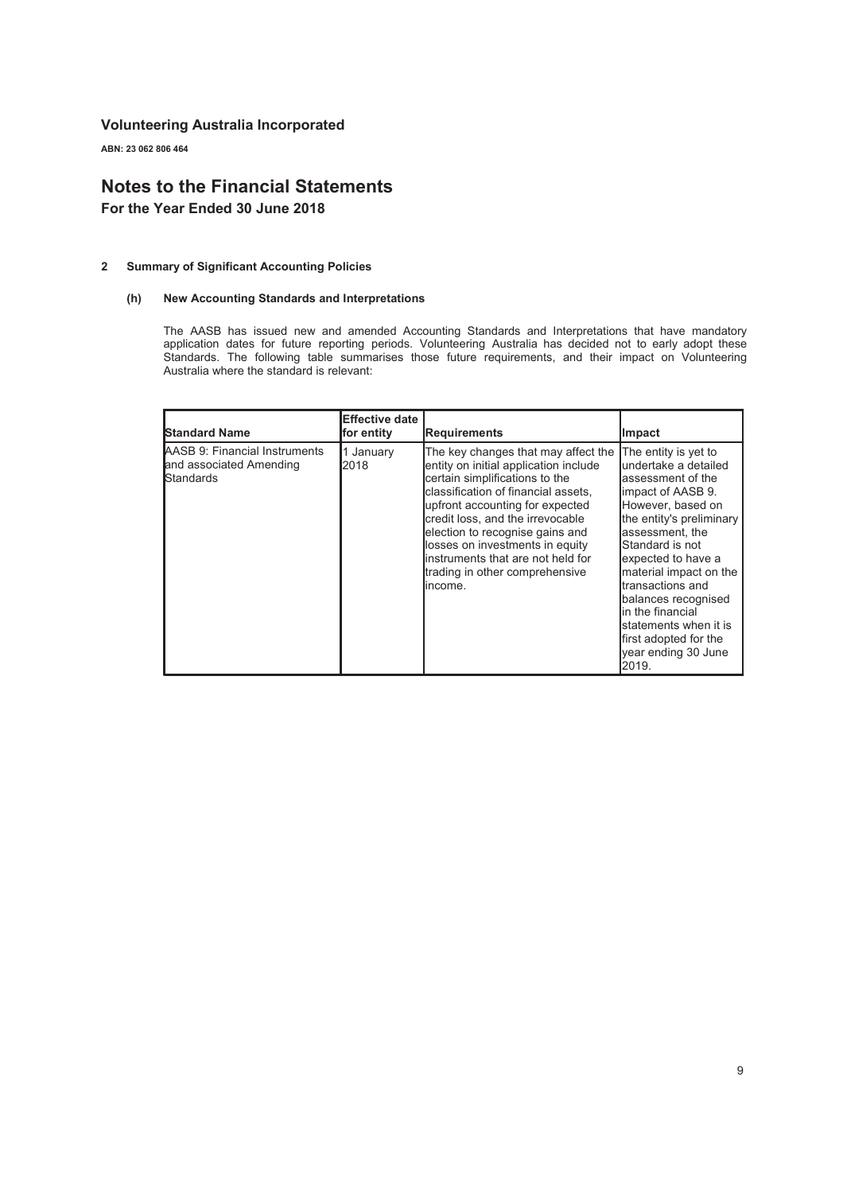# Volunteering Australia Incorporated

**ABN: 23 062 806 464**

# Notes to the Financial Statements

## For the Year Ended 30 June 2018

### 2 Summary of Significant Accounting Policies

#### (h) New Accounting Standards and Interpretations

The AASB has issued new and amended Accounting Standards and Interpretations that have mandatory application dates for future reporting periods. Volunteering Australia has decided not to early adopt these Standards. The following table summarises those future requirements, and their impact on Volunteering Australia where the standard is relevant:

| Standard Name | Effective date for entity | Requirements | Impact |
|---|---|---|---|
| AASB 9: Financial Instruments and associated Amending Standards | 1 January 2018 | The key changes that may affect the entity on initial application include certain simplifications to the classification of financial assets, upfront accounting for expected credit loss, and the irrevocable election to recognise gains and losses on investments in equity instruments that are not held for trading in other comprehensive income. | The entity is yet to undertake a detailed assessment of the impact of AASB 9. However, based on the entity's preliminary assessment, the Standard is not expected to have a material impact on the transactions and balances recognised in the financial statements when it is first adopted for the year ending 30 June 2019. |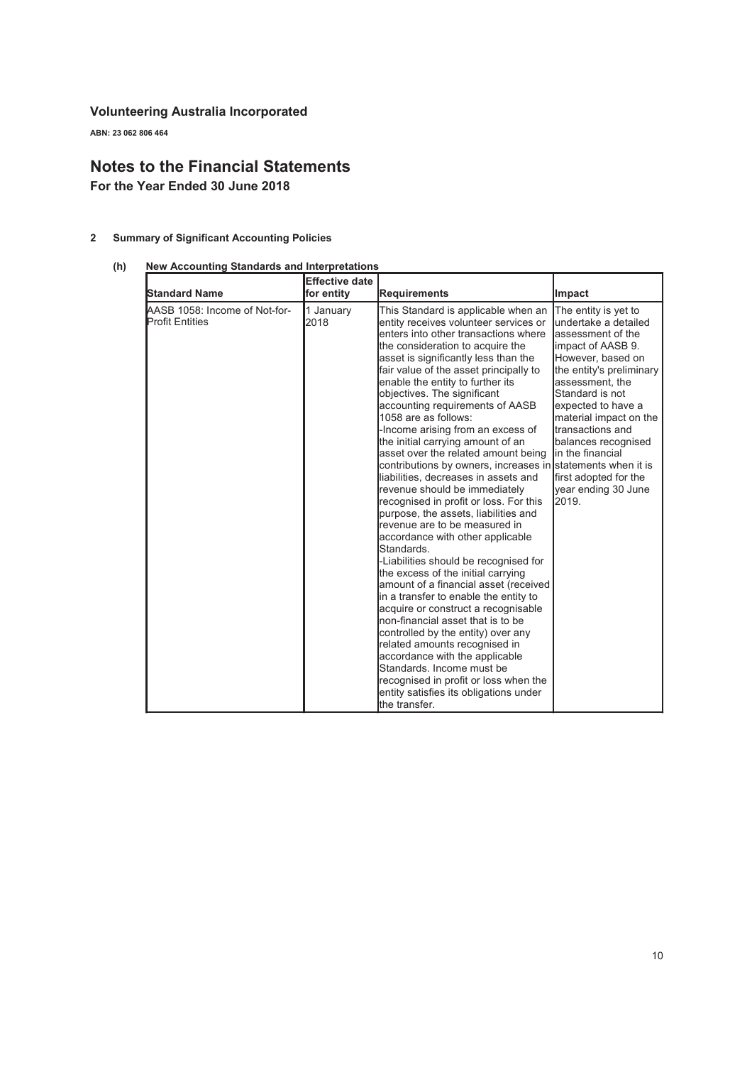# Volunteering Australia Incorporated

**ABN: 23 062 806 464**

# Notes to the Financial Statements

## For the Year Ended 30 June 2018

### 2 Summary of Significant Accounting Policies

#### (h) New Accounting Standards and Interpretations

| Standard Name | Effective date for entity | Requirements | Impact |
|---|---|---|---|
| AASB 1058: Income of Not-for-Profit Entities | 1 January 2018 | This Standard is applicable when an entity receives volunteer services or enters into other transactions where the consideration to acquire the asset is significantly less than the fair value of the asset principally to enable the entity to further its objectives. The significant accounting requirements of AASB 1058 are as follows:<br>-Income arising from an excess of the initial carrying amount of an asset over the related amount being contributions by owners, increases in liabilities, decreases in assets and revenue should be immediately recognised in profit or loss. For this purpose, the assets, liabilities and revenue are to be measured in accordance with other applicable Standards.<br>-Liabilities should be recognised for the excess of the initial carrying amount of a financial asset (received in a transfer to enable the entity to acquire or construct a recognisable non-financial asset that is to be controlled by the entity) over any related amounts recognised in accordance with the applicable Standards. Income must be recognised in profit or loss when the entity satisfies its obligations under the transfer. | The entity is yet to undertake a detailed assessment of the impact of AASB 9. However, based on the entity's preliminary assessment, the Standard is not expected to have a material impact on the transactions and balances recognised in the financial statements when it is first adopted for the year ending 30 June 2019. |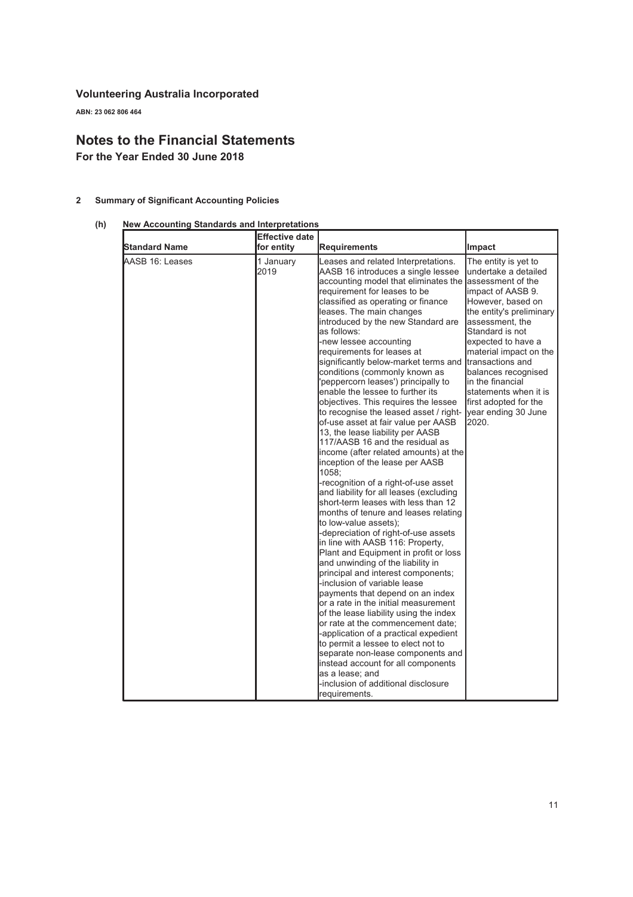# Volunteering Australia Incorporated

**ABN: 23 062 806 464**

# Notes to the Financial Statements

## For the Year Ended 30 June 2018

### 2 Summary of Significant Accounting Policies

#### (h) New Accounting Standards and Interpretations

| Standard Name | Effective date for entity | Requirements | Impact |
|---|---|---|---|
| AASB 16: Leases | 1 January 2019 | Leases and related Interpretations. AASB 16 introduces a single lessee accounting model that eliminates the requirement for leases to be classified as operating or finance leases. The main changes introduced by the new Standard are as follows:<br>-new lessee accounting requirements for leases at significantly below-market terms and conditions (commonly known as 'peppercorn leases') principally to enable the lessee to further its objectives. This requires the lessee to recognise the leased asset / right-of-use asset at fair value per AASB 13, the lease liability per AASB 117/AASB 16 and the residual as income (after related amounts) at the inception of the lease per AASB 1058;<br>-recognition of a right-of-use asset and liability for all leases (excluding short-term leases with less than 12 months of tenure and leases relating to low-value assets);<br>-depreciation of right-of-use assets in line with AASB 116: Property, Plant and Equipment in profit or loss and unwinding of the liability in principal and interest components;<br>-inclusion of variable lease payments that depend on an index or a rate in the initial measurement of the lease liability using the index or rate at the commencement date;<br>-application of a practical expedient to permit a lessee to elect not to separate non-lease components and instead account for all components as a lease; and<br>-inclusion of additional disclosure requirements. | The entity is yet to undertake a detailed assessment of the impact of AASB 9. However, based on the entity's preliminary assessment, the Standard is not expected to have a material impact on the transactions and balances recognised in the financial statements when it is first adopted for the year ending 30 June 2020. |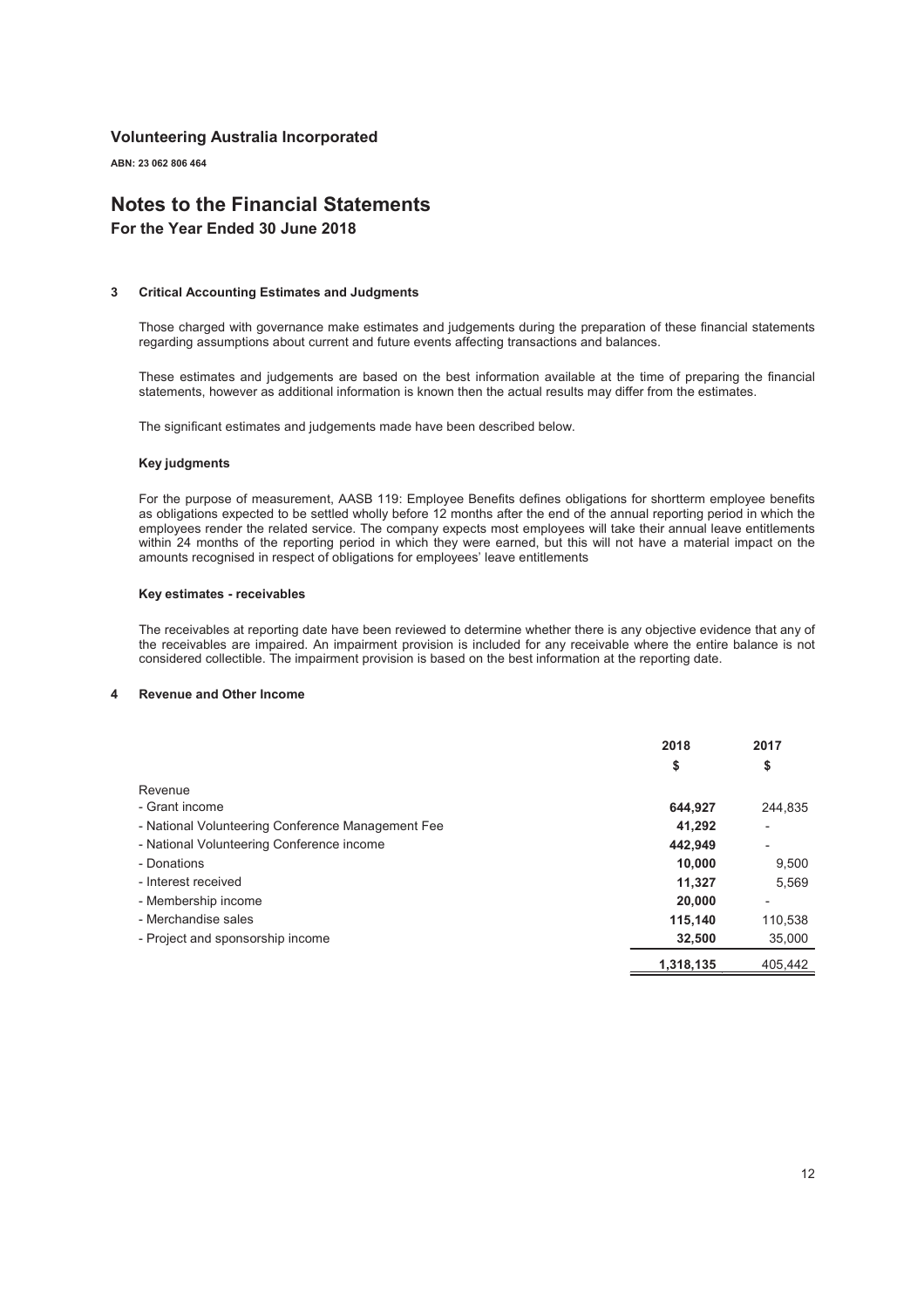**Volunteering Australia Incorporated**

**ABN: 23 062 806 464**

# Notes to the Financial Statements

**For the Year Ended 30 June 2018**

## 3 Critical Accounting Estimates and Judgments

Those charged with governance make estimates and judgements during the preparation of these financial statements regarding assumptions about current and future events affecting transactions and balances.

These estimates and judgements are based on the best information available at the time of preparing the financial statements, however as additional information is known then the actual results may differ from the estimates.

The significant estimates and judgements made have been described below.

### Key judgments

For the purpose of measurement, AASB 119: Employee Benefits defines obligations for shortterm employee benefits as obligations expected to be settled wholly before 12 months after the end of the annual reporting period in which the employees render the related service. The company expects most employees will take their annual leave entitlements within 24 months of the reporting period in which they were earned, but this will not have a material impact on the amounts recognised in respect of obligations for employees' leave entitlements

### Key estimates - receivables

The receivables at reporting date have been reviewed to determine whether there is any objective evidence that any of the receivables are impaired. An impairment provision is included for any receivable where the entire balance is not considered collectible. The impairment provision is based on the best information at the reporting date.

## 4 Revenue and Other Income

| | 2018 | 2017 |
|---|---|---|
| | $ | $ |
| Revenue | | |
| - Grant income | **644,927** | 244,835 |
| - National Volunteering Conference Management Fee | **41,292** | - |
| - National Volunteering Conference income | **442,949** | - |
| - Donations | **10,000** | 9,500 |
| - Interest received | **11,327** | 5,569 |
| - Membership income | **20,000** | - |
| - Merchandise sales | **115,140** | 110,538 |
| - Project and sponsorship income | **32,500** | 35,000 |
| | **1,318,135** | 405,442 |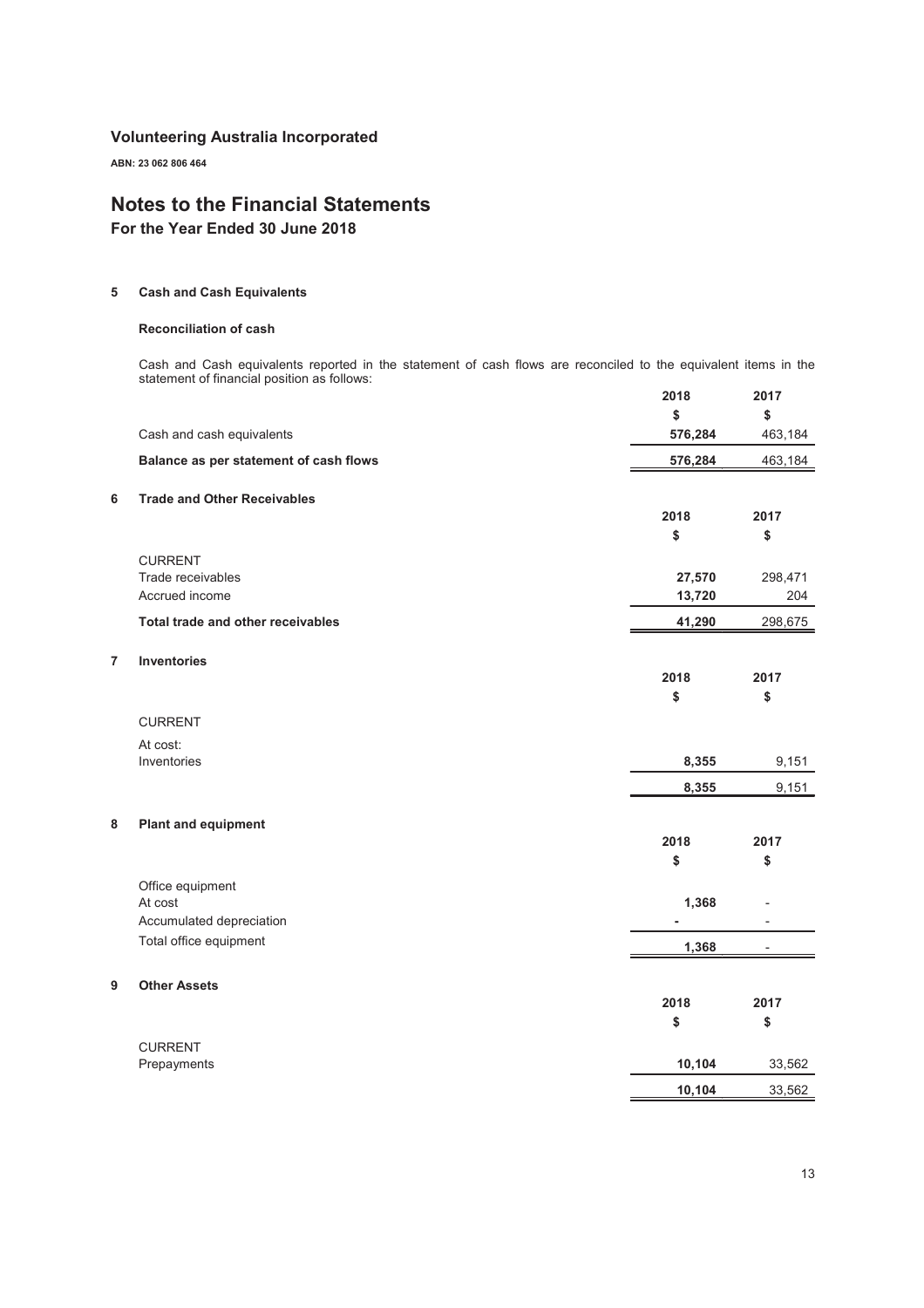# Volunteering Australia Incorporated

**ABN: 23 062 806 464**

# Notes to the Financial Statements

## For the Year Ended 30 June 2018

### 5 Cash and Cash Equivalents

**Reconciliation of cash**

Cash and Cash equivalents reported in the statement of cash flows are reconciled to the equivalent items in the statement of financial position as follows:

| | 2018 | 2017 |
|---|---|---|
| | $ | $ |
| Cash and cash equivalents | **576,284** | 463,184 |
| **Balance as per statement of cash flows** | **576,284** | 463,184 |

### 6 Trade and Other Receivables

| | 2018 | 2017 |
|---|---|---|
| | $ | $ |
| CURRENT | | |
| Trade receivables | **27,570** | 298,471 |
| Accrued income | **13,720** | 204 |
| **Total trade and other receivables** | **41,290** | 298,675 |

### 7 Inventories

| | 2018 | 2017 |
|---|---|---|
| | $ | $ |
| CURRENT | | |
| At cost: | | |
| Inventories | **8,355** | 9,151 |
| | **8,355** | 9,151 |

### 8 Plant and equipment

| | 2018 | 2017 |
|---|---|---|
| | $ | $ |
| Office equipment | | |
| At cost | **1,368** | - |
| Accumulated depreciation | **-** | - |
| Total office equipment | **1,368** | - |

### 9 Other Assets

| | 2018 | 2017 |
|---|---|---|
| | $ | $ |
| CURRENT | | |
| Prepayments | **10,104** | 33,562 |
| | **10,104** | 33,562 |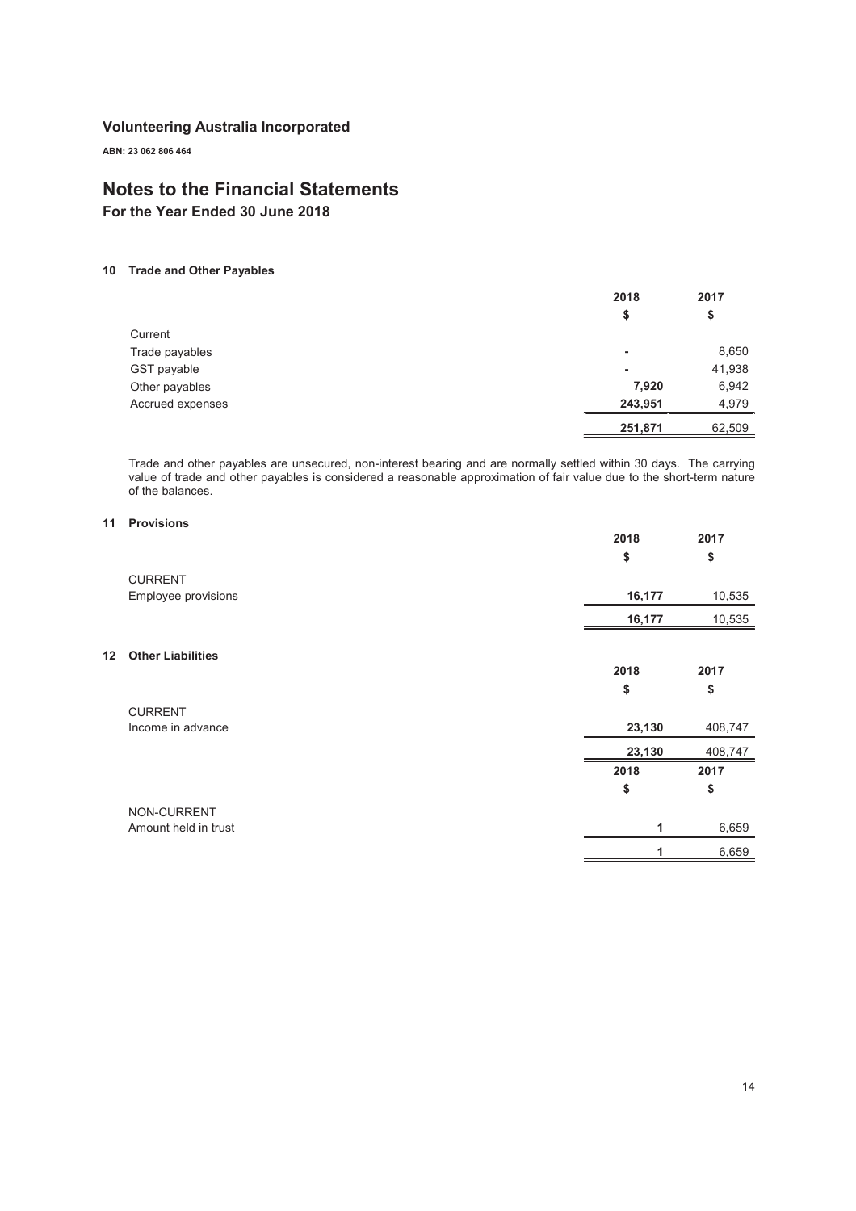**Volunteering Australia Incorporated**

**ABN: 23 062 806 464**

# Notes to the Financial Statements

## For the Year Ended 30 June 2018

### 10 Trade and Other Payables

| | 2018 | 2017 |
|---|---|---|
| | $ | $ |
| Current | | |
| Trade payables | - | 8,650 |
| GST payable | - | 41,938 |
| Other payables | **7,920** | 6,942 |
| Accrued expenses | **243,951** | 4,979 |
| | **251,871** | 62,509 |

Trade and other payables are unsecured, non-interest bearing and are normally settled within 30 days. The carrying value of trade and other payables is considered a reasonable approximation of fair value due to the short-term nature of the balances.

### 11 Provisions

| | 2018 | 2017 |
|---|---|---|
| | $ | $ |
| CURRENT | | |
| Employee provisions | **16,177** | 10,535 |
| | **16,177** | 10,535 |

### 12 Other Liabilities

| | 2018 | 2017 |
|---|---|---|
| | $ | $ |
| CURRENT | | |
| Income in advance | **23,130** | 408,747 |
| | **23,130** | 408,747 |

| | 2018 | 2017 |
|---|---|---|
| | $ | $ |
| NON-CURRENT | | |
| Amount held in trust | **1** | 6,659 |
| | **1** | 6,659 |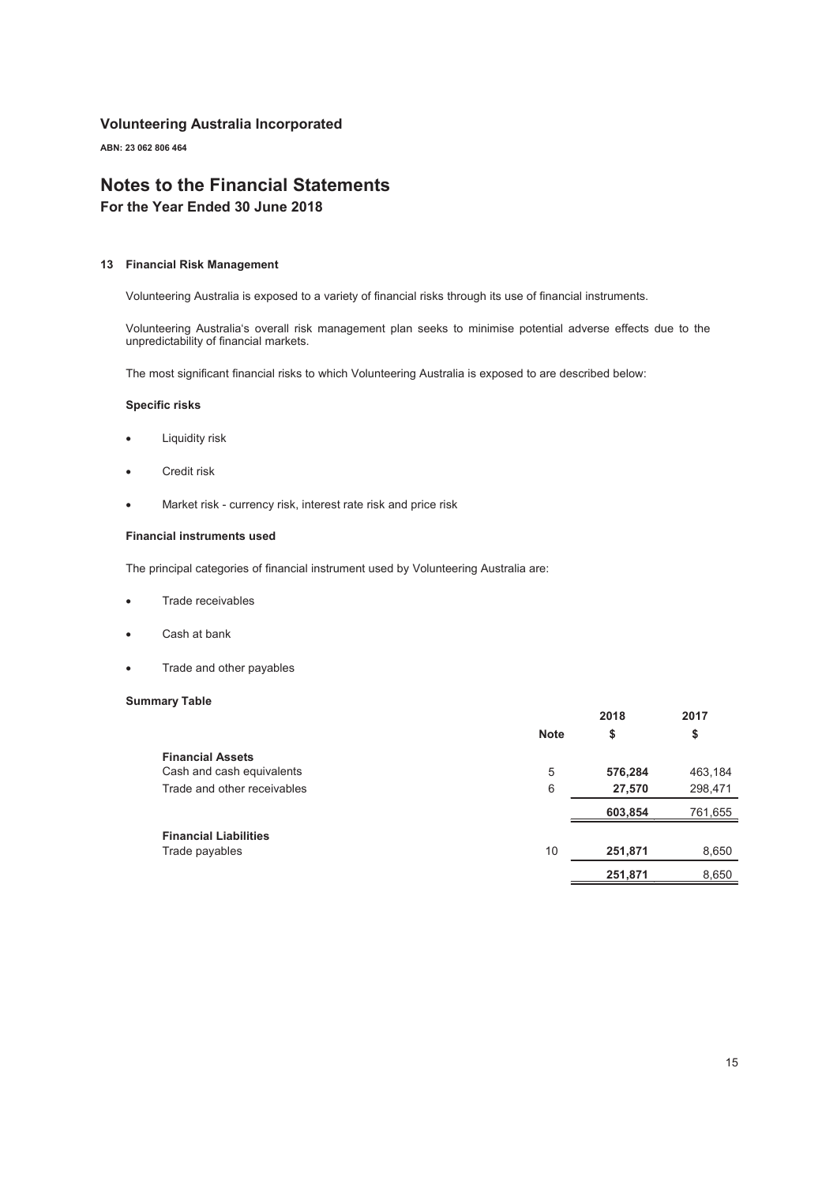## Volunteering Australia Incorporated

**ABN: 23 062 806 464**

# Notes to the Financial Statements

**For the Year Ended 30 June 2018**

### 13 Financial Risk Management

Volunteering Australia is exposed to a variety of financial risks through its use of financial instruments.

Volunteering Australia's overall risk management plan seeks to minimise potential adverse effects due to the unpredictability of financial markets.

The most significant financial risks to which Volunteering Australia is exposed to are described below:

**Specific risks**

- Liquidity risk
- Credit risk
- Market risk - currency risk, interest rate risk and price risk

**Financial instruments used**

The principal categories of financial instrument used by Volunteering Australia are:

- Trade receivables
- Cash at bank
- Trade and other payables

**Summary Table**

| | Note | 2018<br>$ | 2017<br>$ |
|---|---|---|---|
| **Financial Assets** | | | |
| Cash and cash equivalents | 5 | **576,284** | 463,184 |
| Trade and other receivables | 6 | **27,570** | 298,471 |
| | | **603,854** | 761,655 |
| **Financial Liabilities** | | | |
| Trade payables | 10 | **251,871** | 8,650 |
| | | **251,871** | 8,650 |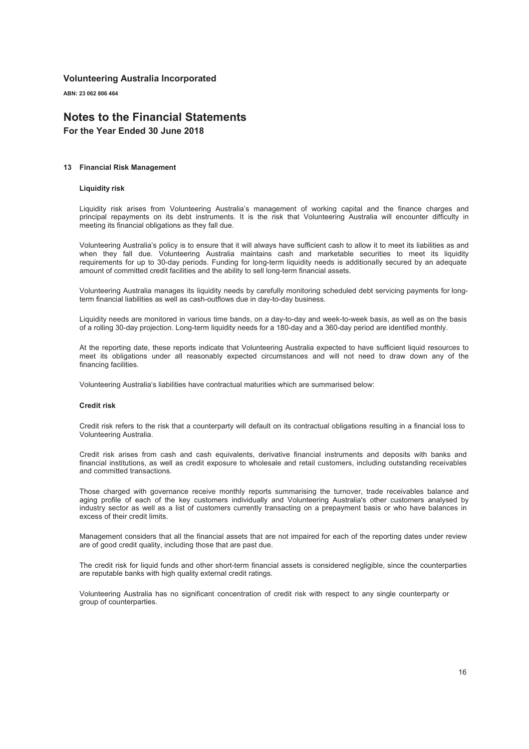**Volunteering Australia Incorporated**

**ABN: 23 062 806 464**

# Notes to the Financial Statements

**For the Year Ended 30 June 2018**

## 13 Financial Risk Management

### Liquidity risk

Liquidity risk arises from Volunteering Australia's management of working capital and the finance charges and principal repayments on its debt instruments. It is the risk that Volunteering Australia will encounter difficulty in meeting its financial obligations as they fall due.

Volunteering Australia's policy is to ensure that it will always have sufficient cash to allow it to meet its liabilities as and when they fall due. Volunteering Australia maintains cash and marketable securities to meet its liquidity requirements for up to 30-day periods. Funding for long-term liquidity needs is additionally secured by an adequate amount of committed credit facilities and the ability to sell long-term financial assets.

Volunteering Australia manages its liquidity needs by carefully monitoring scheduled debt servicing payments for long-term financial liabilities as well as cash-outflows due in day-to-day business.

Liquidity needs are monitored in various time bands, on a day-to-day and week-to-week basis, as well as on the basis of a rolling 30-day projection. Long-term liquidity needs for a 180-day and a 360-day period are identified monthly.

At the reporting date, these reports indicate that Volunteering Australia expected to have sufficient liquid resources to meet its obligations under all reasonably expected circumstances and will not need to draw down any of the financing facilities.

Volunteering Australia's liabilities have contractual maturities which are summarised below:

### Credit risk

Credit risk refers to the risk that a counterparty will default on its contractual obligations resulting in a financial loss to Volunteering Australia.

Credit risk arises from cash and cash equivalents, derivative financial instruments and deposits with banks and financial institutions, as well as credit exposure to wholesale and retail customers, including outstanding receivables and committed transactions.

Those charged with governance receive monthly reports summarising the turnover, trade receivables balance and aging profile of each of the key customers individually and Volunteering Australia's other customers analysed by industry sector as well as a list of customers currently transacting on a prepayment basis or who have balances in excess of their credit limits.

Management considers that all the financial assets that are not impaired for each of the reporting dates under review are of good credit quality, including those that are past due.

The credit risk for liquid funds and other short-term financial assets is considered negligible, since the counterparties are reputable banks with high quality external credit ratings.

Volunteering Australia has no significant concentration of credit risk with respect to any single counterparty or group of counterparties.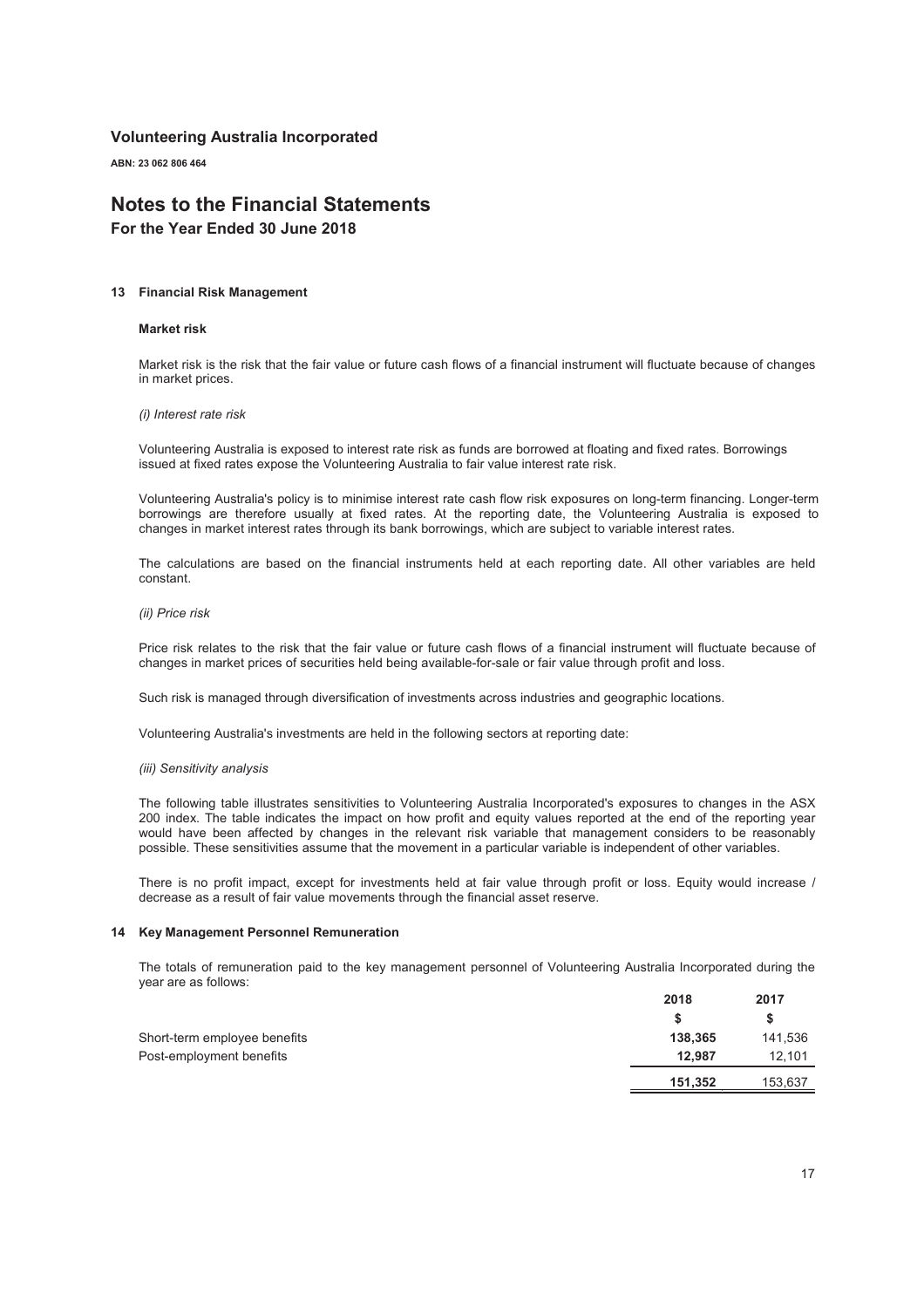# Volunteering Australia Incorporated

**ABN: 23 062 806 464**

# Notes to the Financial Statements

## For the Year Ended 30 June 2018

### 13 Financial Risk Management

**Market risk**

Market risk is the risk that the fair value or future cash flows of a financial instrument will fluctuate because of changes in market prices.

*(i) Interest rate risk*

Volunteering Australia is exposed to interest rate risk as funds are borrowed at floating and fixed rates. Borrowings issued at fixed rates expose the Volunteering Australia to fair value interest rate risk.

Volunteering Australia's policy is to minimise interest rate cash flow risk exposures on long-term financing. Longer-term borrowings are therefore usually at fixed rates. At the reporting date, the Volunteering Australia is exposed to changes in market interest rates through its bank borrowings, which are subject to variable interest rates.

The calculations are based on the financial instruments held at each reporting date. All other variables are held constant.

*(ii) Price risk*

Price risk relates to the risk that the fair value or future cash flows of a financial instrument will fluctuate because of changes in market prices of securities held being available-for-sale or fair value through profit and loss.

Such risk is managed through diversification of investments across industries and geographic locations.

Volunteering Australia's investments are held in the following sectors at reporting date:

*(iii) Sensitivity analysis*

The following table illustrates sensitivities to Volunteering Australia Incorporated's exposures to changes in the ASX 200 index. The table indicates the impact on how profit and equity values reported at the end of the reporting year would have been affected by changes in the relevant risk variable that management considers to be reasonably possible. These sensitivities assume that the movement in a particular variable is independent of other variables.

There is no profit impact, except for investments held at fair value through profit or loss. Equity would increase / decrease as a result of fair value movements through the financial asset reserve.

### 14 Key Management Personnel Remuneration

The totals of remuneration paid to the key management personnel of Volunteering Australia Incorporated during the year are as follows:

| | 2018 | 2017 |
|---|---|---|
| | **$** | **$** |
| Short-term employee benefits | **138,365** | 141,536 |
| Post-employment benefits | **12,987** | 12,101 |
| | **151,352** | 153,637 |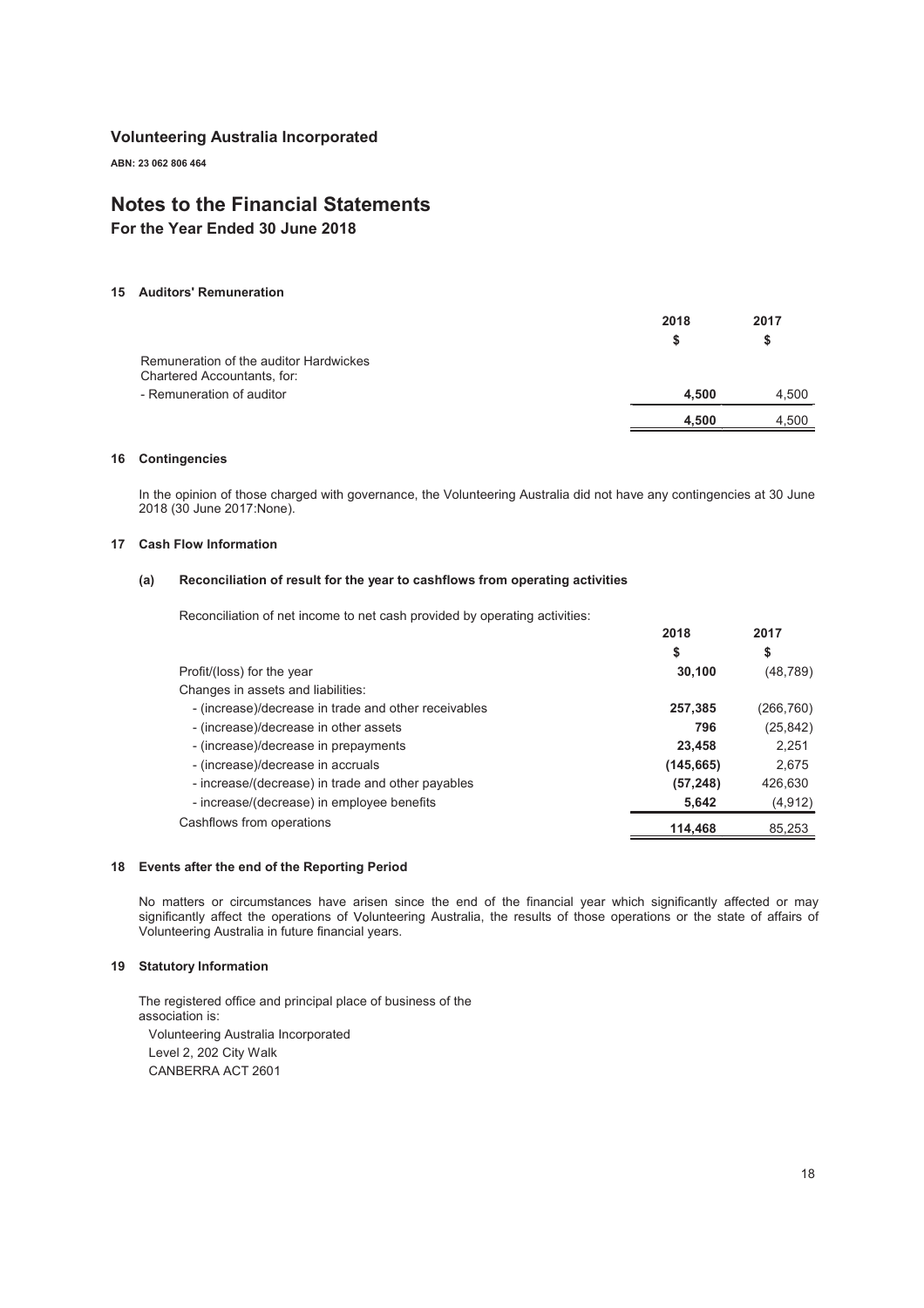**Volunteering Australia Incorporated**

**ABN: 23 062 806 464**

# Notes to the Financial Statements

## For the Year Ended 30 June 2018

### 15 Auditors' Remuneration

| | 2018 | 2017 |
|---|---|---|
| | $ | $ |
| Remuneration of the auditor Hardwickes Chartered Accountants, for: | | |
| - Remuneration of auditor | **4,500** | 4,500 |
| | **4,500** | 4,500 |

### 16 Contingencies

In the opinion of those charged with governance, the Volunteering Australia did not have any contingencies at 30 June 2018 (30 June 2017:None).

### 17 Cash Flow Information

#### (a) Reconciliation of result for the year to cashflows from operating activities

Reconciliation of net income to net cash provided by operating activities:

| | 2018 | 2017 |
|---|---|---|
| | $ | $ |
| Profit/(loss) for the year | **30,100** | (48,789) |
| Changes in assets and liabilities: | | |
| - (increase)/decrease in trade and other receivables | **257,385** | (266,760) |
| - (increase)/decrease in other assets | **796** | (25,842) |
| - (increase)/decrease in prepayments | **23,458** | 2,251 |
| - (increase)/decrease in accruals | **(145,665)** | 2,675 |
| - increase/(decrease) in trade and other payables | **(57,248)** | 426,630 |
| - increase/(decrease) in employee benefits | **5,642** | (4,912) |
| Cashflows from operations | **114,468** | 85,253 |

### 18 Events after the end of the Reporting Period

No matters or circumstances have arisen since the end of the financial year which significantly affected or may significantly affect the operations of Volunteering Australia, the results of those operations or the state of affairs of Volunteering Australia in future financial years.

### 19 Statutory Information

The registered office and principal place of business of the association is:

Volunteering Australia Incorporated
Level 2, 202 City Walk
CANBERRA ACT 2601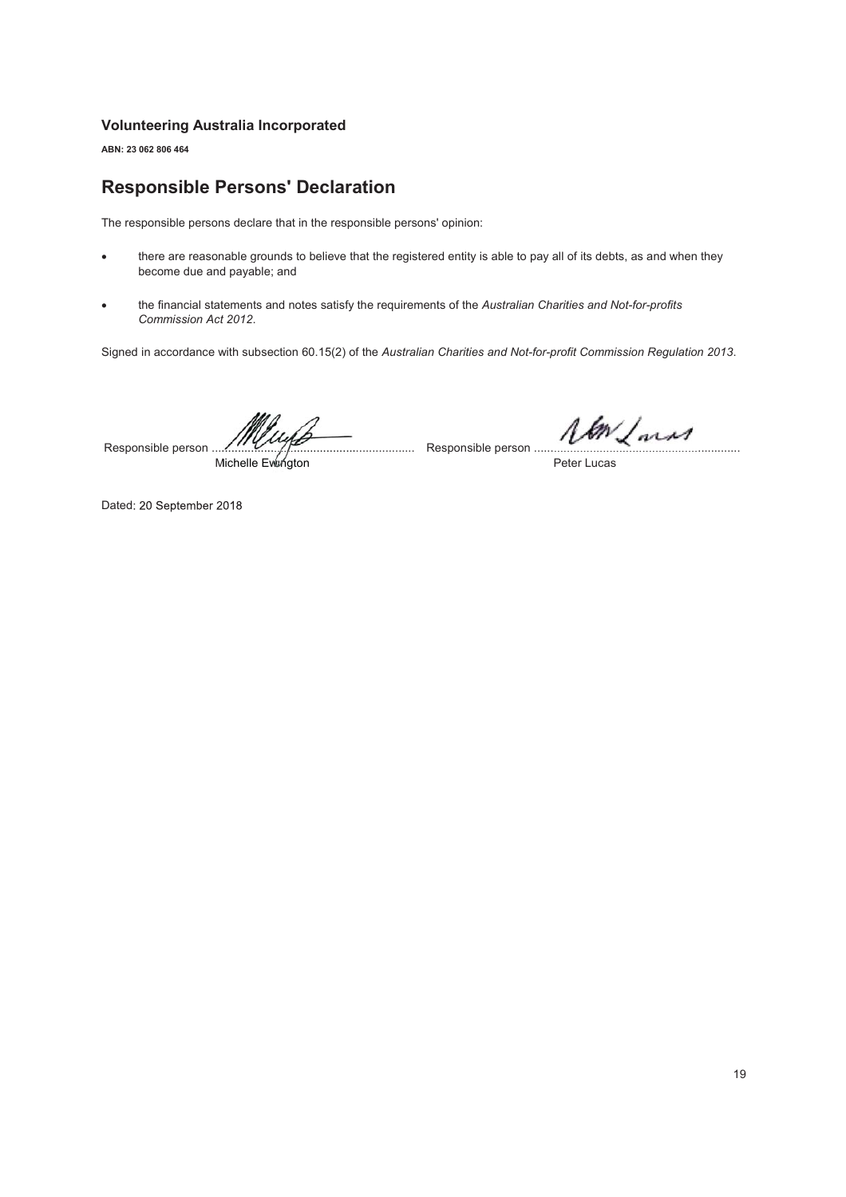**Volunteering Australia Incorporated**

**ABN: 23 062 806 464**

## Responsible Persons' Declaration

The responsible persons declare that in the responsible persons' opinion:

- there are reasonable grounds to believe that the registered entity is able to pay all of its debts, as and when they become due and payable; and
- the financial statements and notes satisfy the requirements of the *Australian Charities and Not-for-profits Commission Act 2012*.

Signed in accordance with subsection 60.15(2) of the *Australian Charities and Not-for-profit Commission Regulation 2013*.

Responsible person ..................................................................
Michelle Ewington

Responsible person ..................................................................
Peter Lucas

Dated: 20 September 2018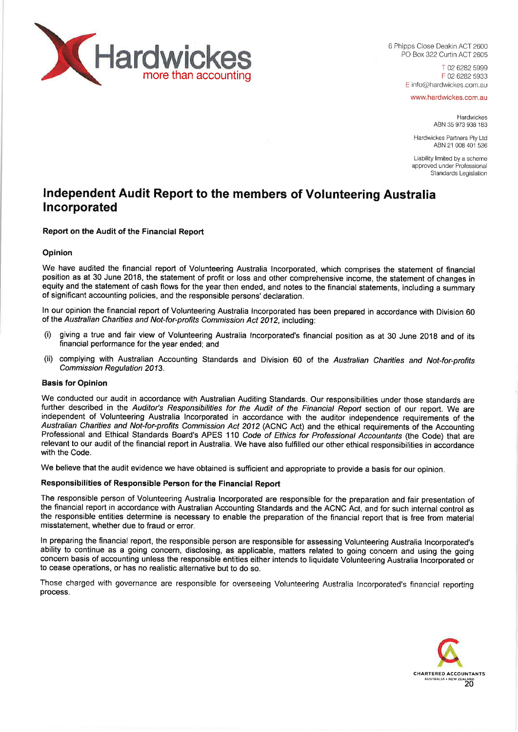Hardwickes
more than accounting

6 Phipps Close Deakin ACT 2600
PO Box 322 Curtin ACT 2605

T 02 6282 5999
F 02 6282 5933
E info@hardwickes.com.au

www.hardwickes.com.au

Hardwickes
ABN 35 973 938 183

Hardwickes Partners Pty Ltd
ABN 21 008 401 536

Liability limited by a scheme approved under Professional Standards Legislation

# Independent Audit Report to the members of Volunteering Australia Incorporated

### Report on the Audit of the Financial Report

#### Opinion

We have audited the financial report of Volunteering Australia Incorporated, which comprises the statement of financial position as at 30 June 2018, the statement of profit or loss and other comprehensive income, the statement of changes in equity and the statement of cash flows for the year then ended, and notes to the financial statements, including a summary of significant accounting policies, and the responsible persons' declaration.

In our opinion the financial report of Volunteering Australia Incorporated has been prepared in accordance with Division 60 of the *Australian Charities and Not-for-profits Commission Act 2012*, including:

(i) giving a true and fair view of Volunteering Australia Incorporated's financial position as at 30 June 2018 and of its financial performance for the year ended; and

(ii) complying with Australian Accounting Standards and Division 60 of the *Australian Charities and Not-for-profits Commission Regulation 2013*.

#### Basis for Opinion

We conducted our audit in accordance with Australian Auditing Standards. Our responsibilities under those standards are further described in the *Auditor's Responsibilities for the Audit of the Financial Report* section of our report. We are independent of Volunteering Australia Incorporated in accordance with the auditor independence requirements of the *Australian Charities and Not-for-profits Commission Act 2012* (ACNC Act) and the ethical requirements of the Accounting Professional and Ethical Standards Board's APES 110 *Code of Ethics for Professional Accountants* (the Code) that are relevant to our audit of the financial report in Australia. We have also fulfilled our other ethical responsibilities in accordance with the Code.

We believe that the audit evidence we have obtained is sufficient and appropriate to provide a basis for our opinion.

#### Responsibilities of Responsible Person for the Financial Report

The responsible person of Volunteering Australia Incorporated are responsible for the preparation and fair presentation of the financial report in accordance with Australian Accounting Standards and the ACNC Act, and for such internal control as the responsible entities determine is necessary to enable the preparation of the financial report that is free from material misstatement, whether due to fraud or error.

In preparing the financial report, the responsible person are responsible for assessing Volunteering Australia Incorporated's ability to continue as a going concern, disclosing, as applicable, matters related to going concern and using the going concern basis of accounting unless the responsible entities either intends to liquidate Volunteering Australia Incorporated or to cease operations, or has no realistic alternative but to do so.

Those charged with governance are responsible for overseeing Volunteering Australia Incorporated's financial reporting process.

CHARTERED ACCOUNTANTS
AUSTRALIA + NEW ZEALAND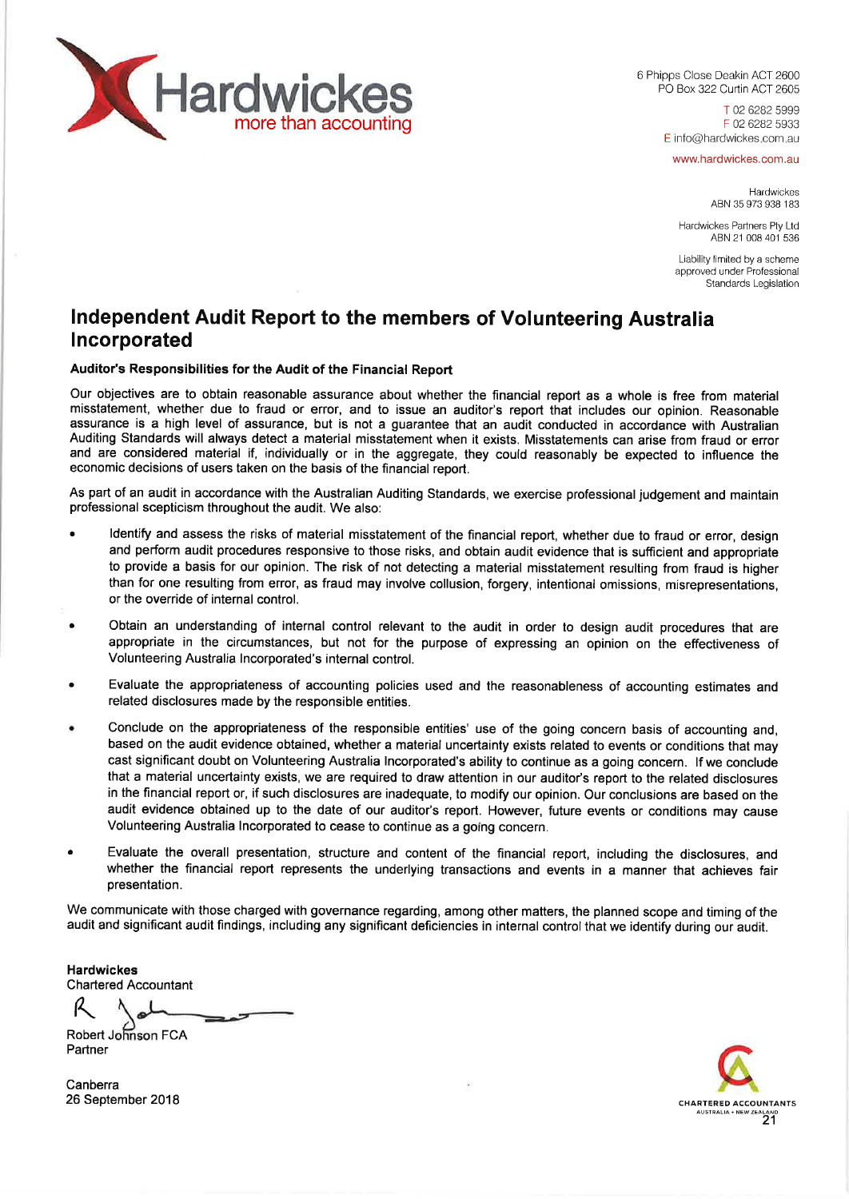Hardwickes
more than accounting

6 Phipps Close Deakin ACT 2600
PO Box 322 Curtin ACT 2605

T 02 6282 5999
F 02 6282 5933
E info@hardwickes.com.au

www.hardwickes.com.au

Hardwickes
ABN 35 973 938 183

Hardwickes Partners Pty Ltd
ABN 21 008 401 536

Liability limited by a scheme approved under Professional Standards Legislation

# Independent Audit Report to the members of Volunteering Australia Incorporated

**Auditor's Responsibilities for the Audit of the Financial Report**

Our objectives are to obtain reasonable assurance about whether the financial report as a whole is free from material misstatement, whether due to fraud or error, and to issue an auditor's report that includes our opinion. Reasonable assurance is a high level of assurance, but is not a guarantee that an audit conducted in accordance with Australian Auditing Standards will always detect a material misstatement when it exists. Misstatements can arise from fraud or error and are considered material if, individually or in the aggregate, they could reasonably be expected to influence the economic decisions of users taken on the basis of the financial report.

As part of an audit in accordance with the Australian Auditing Standards, we exercise professional judgement and maintain professional scepticism throughout the audit. We also:

- Identify and assess the risks of material misstatement of the financial report, whether due to fraud or error, design and perform audit procedures responsive to those risks, and obtain audit evidence that is sufficient and appropriate to provide a basis for our opinion. The risk of not detecting a material misstatement resulting from fraud is higher than for one resulting from error, as fraud may involve collusion, forgery, intentional omissions, misrepresentations, or the override of internal control.
- Obtain an understanding of internal control relevant to the audit in order to design audit procedures that are appropriate in the circumstances, but not for the purpose of expressing an opinion on the effectiveness of Volunteering Australia Incorporated's internal control.
- Evaluate the appropriateness of accounting policies used and the reasonableness of accounting estimates and related disclosures made by the responsible entities.
- Conclude on the appropriateness of the responsible entities' use of the going concern basis of accounting and, based on the audit evidence obtained, whether a material uncertainty exists related to events or conditions that may cast significant doubt on Volunteering Australia Incorporated's ability to continue as a going concern. If we conclude that a material uncertainty exists, we are required to draw attention in our auditor's report to the related disclosures in the financial report or, if such disclosures are inadequate, to modify our opinion. Our conclusions are based on the audit evidence obtained up to the date of our auditor's report. However, future events or conditions may cause Volunteering Australia Incorporated to cease to continue as a going concern.
- Evaluate the overall presentation, structure and content of the financial report, including the disclosures, and whether the financial report represents the underlying transactions and events in a manner that achieves fair presentation.

We communicate with those charged with governance regarding, among other matters, the planned scope and timing of the audit and significant audit findings, including any significant deficiencies in internal control that we identify during our audit.

**Hardwickes**
Chartered Accountant

Robert Johnson FCA
Partner

Canberra
26 September 2018

CHARTERED ACCOUNTANTS
AUSTRALIA + NEW ZEALAND